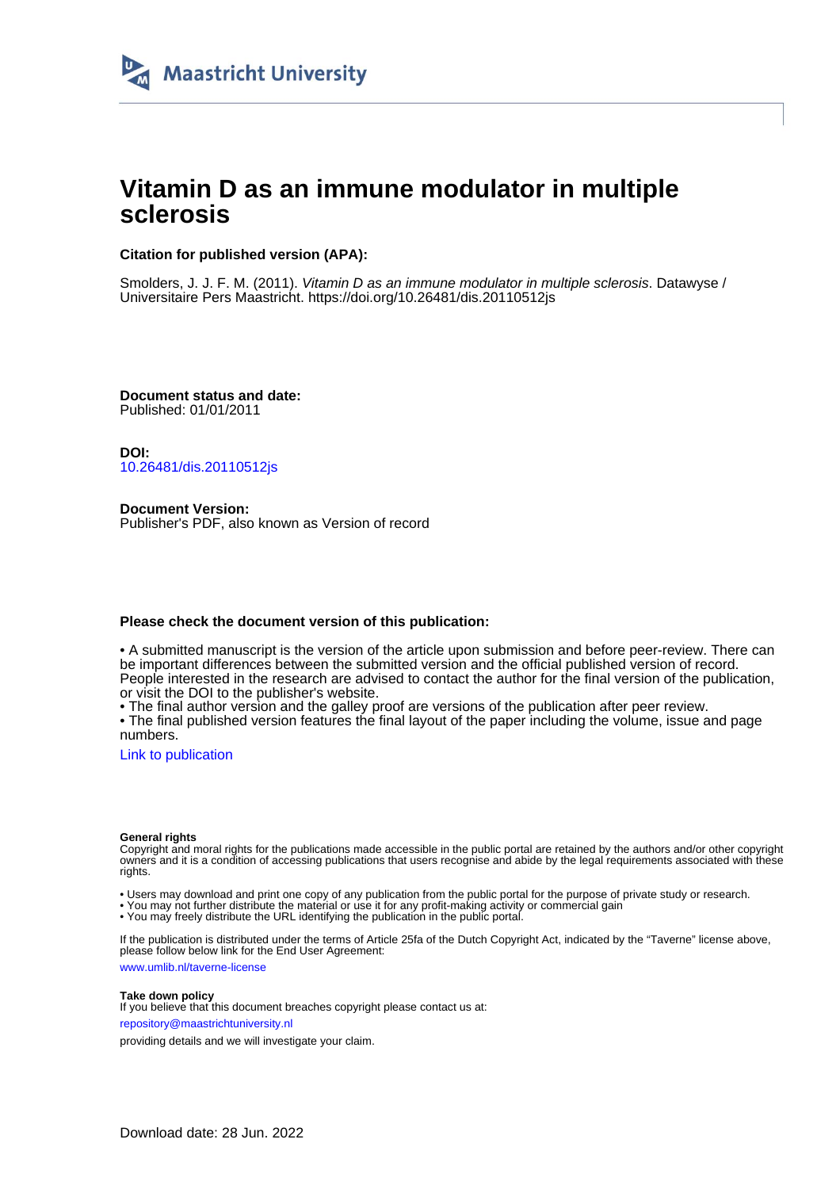Maastricht University

# Vitamin D as an immune modulator in multiple sclerosis

**Citation for published version (APA):**

Smolders, J. J. F. M. (2011). *Vitamin D as an immune modulator in multiple sclerosis*. Datawyse / Universitaire Pers Maastricht. https://doi.org/10.26481/dis.20110512js

**Document status and date:**
Published: 01/01/2011

**DOI:**
10.26481/dis.20110512js

**Document Version:**
Publisher's PDF, also known as Version of record

**Please check the document version of this publication:**

• A submitted manuscript is the version of the article upon submission and before peer-review. There can be important differences between the submitted version and the official published version of record. People interested in the research are advised to contact the author for the final version of the publication, or visit the DOI to the publisher's website.
• The final author version and the galley proof are versions of the publication after peer review.
• The final published version features the final layout of the paper including the volume, issue and page numbers.

Link to publication

**General rights**
Copyright and moral rights for the publications made accessible in the public portal are retained by the authors and/or other copyright owners and it is a condition of accessing publications that users recognise and abide by the legal requirements associated with these rights.

• Users may download and print one copy of any publication from the public portal for the purpose of private study or research.
• You may not further distribute the material or use it for any profit-making activity or commercial gain
• You may freely distribute the URL identifying the publication in the public portal.

If the publication is distributed under the terms of Article 25fa of the Dutch Copyright Act, indicated by the "Taverne" license above, please follow below link for the End User Agreement:

www.umlib.nl/taverne-license

**Take down policy**
If you believe that this document breaches copyright please contact us at:

repository@maastrichtuniversity.nl

providing details and we will investigate your claim.

Download date: 28 Jun. 2022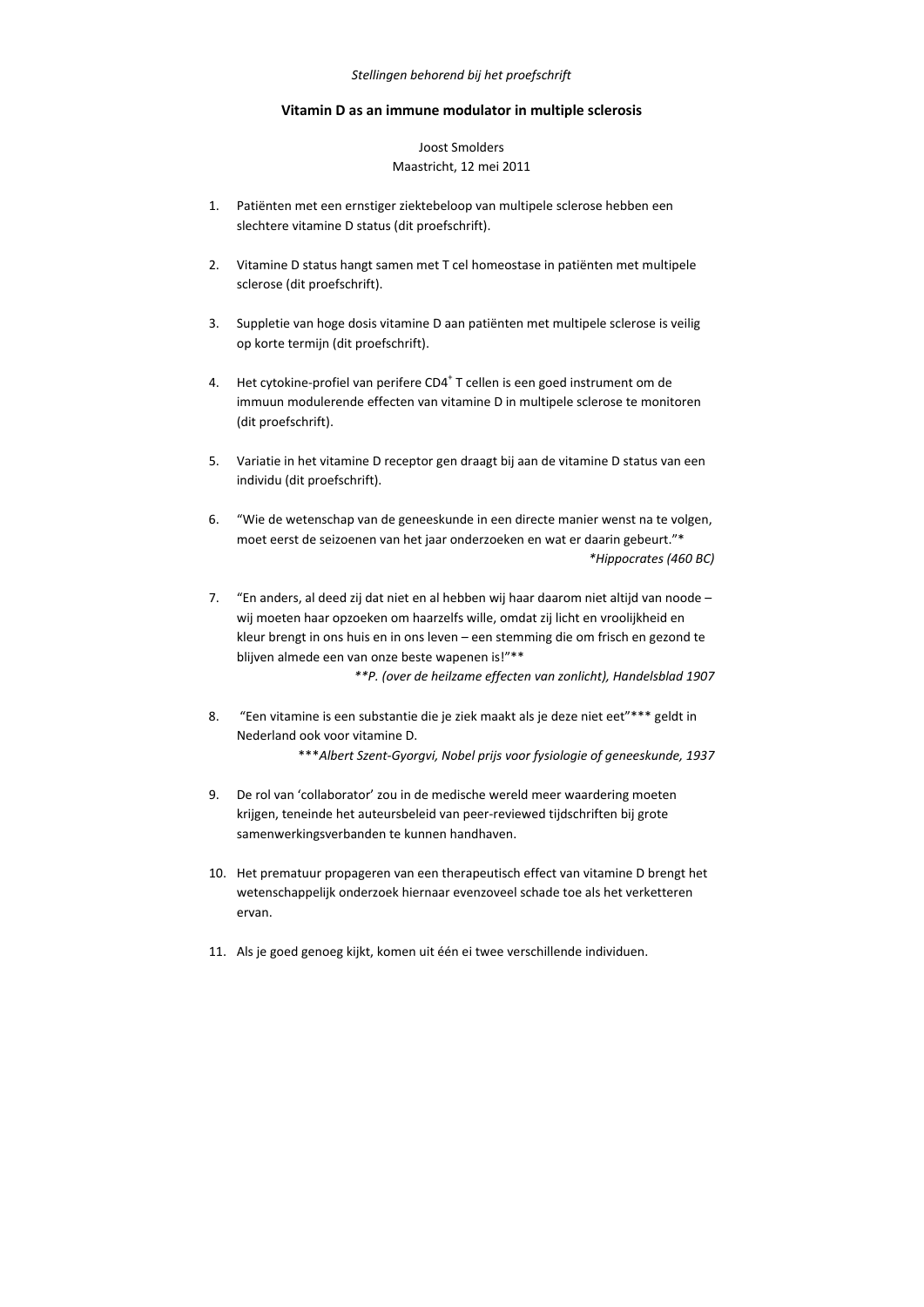*Stellingen behorend bij het proefschrift*

**Vitamin D as an immune modulator in multiple sclerosis**

Joost Smolders
Maastricht, 12 mei 2011

1. Patiënten met een ernstiger ziektebeloop van multipele sclerose hebben een slechtere vitamine D status (dit proefschrift).

2. Vitamine D status hangt samen met T cel homeostase in patiënten met multipele sclerose (dit proefschrift).

3. Suppletie van hoge dosis vitamine D aan patiënten met multipele sclerose is veilig op korte termijn (dit proefschrift).

4. Het cytokine-profiel van perifere $CD4^{+}$ T cellen is een goed instrument om de immuun modulerende effecten van vitamine D in multipele sclerose te monitoren (dit proefschrift).

5. Variatie in het vitamine D receptor gen draagt bij aan de vitamine D status van een individu (dit proefschrift).

6. "Wie de wetenschap van de geneeskunde in een directe manier wenst na te volgen, moet eerst de seizoenen van het jaar onderzoeken en wat er daarin gebeurt."*
   *\*Hippocrates (460 BC)*

7. "En anders, al deed zij dat niet en al hebben wij haar daarom niet altijd van noode – wij moeten haar opzoeken om haarzelfs wille, omdat zij licht en vroolijkheid en kleur brengt in ons huis en in ons leven – een stemming die om frisch en gezond te blijven almede een van onze beste wapenen is!"**
   *\*\*P. (over de heilzame effecten van zonlicht), Handelsblad 1907*

8. "Een vitamine is een substantie die je ziek maakt als je deze niet eet"*** geldt in Nederland ook voor vitamine D.
   \*\*\**Albert Szent-Gyorgvi, Nobel prijs voor fysiologie of geneeskunde, 1937*

9. De rol van 'collaborator' zou in de medische wereld meer waardering moeten krijgen, teneinde het auteursbeleid van peer-reviewed tijdschriften bij grote samenwerkingsverbanden te kunnen handhaven.

10. Het prematuur propageren van een therapeutisch effect van vitamine D brengt het wetenschappelijk onderzoek hiernaar evenzoveel schade toe als het verketteren ervan.

11. Als je goed genoeg kijkt, komen uit één ei twee verschillende individuen.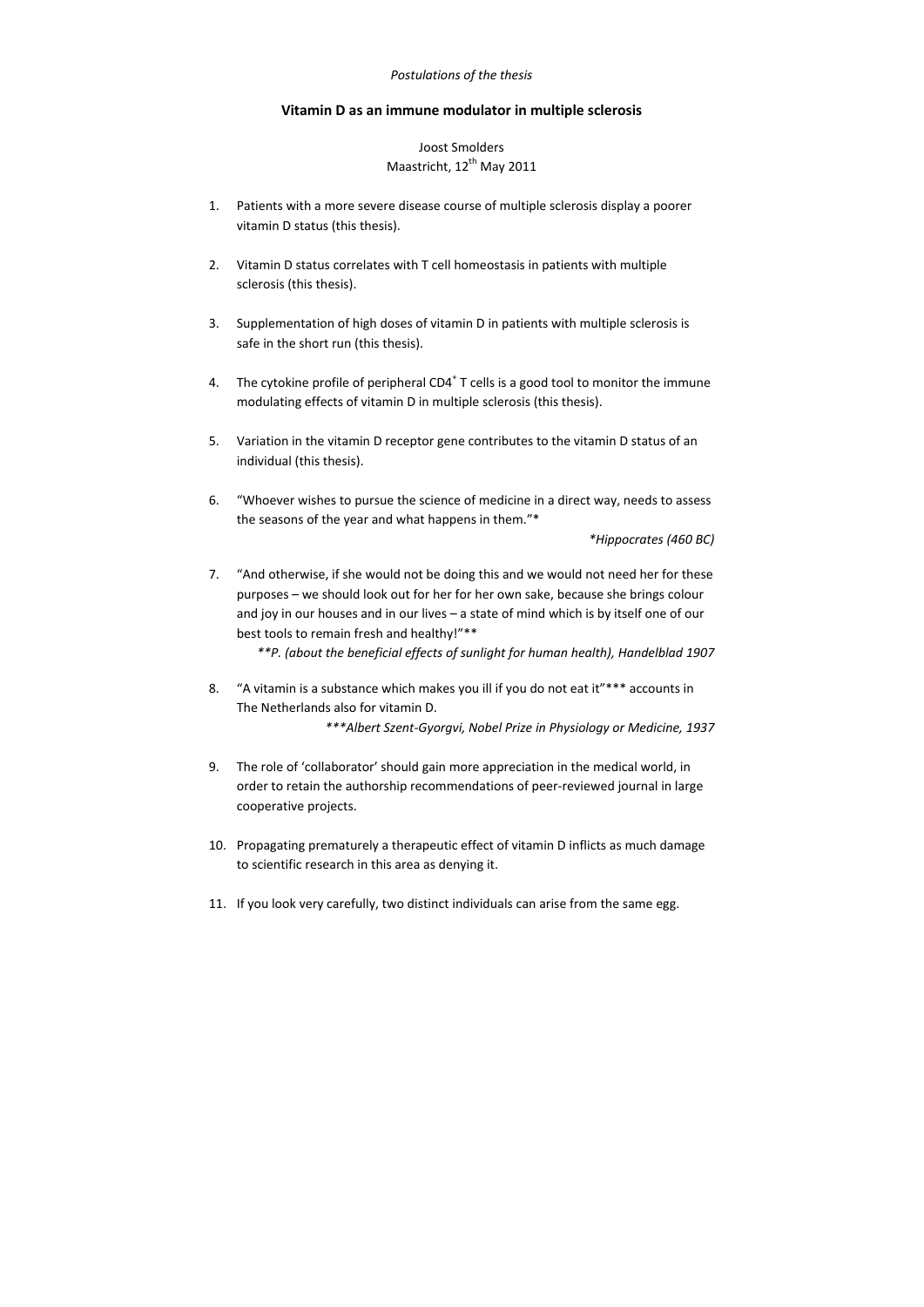*Postulations of the thesis*

**Vitamin D as an immune modulator in multiple sclerosis**

Joost Smolders
Maastricht, 12th May 2011

1. Patients with a more severe disease course of multiple sclerosis display a poorer vitamin D status (this thesis).

2. Vitamin D status correlates with T cell homeostasis in patients with multiple sclerosis (this thesis).

3. Supplementation of high doses of vitamin D in patients with multiple sclerosis is safe in the short run (this thesis).

4. The cytokine profile of peripheral $CD4^+$ T cells is a good tool to monitor the immune modulating effects of vitamin D in multiple sclerosis (this thesis).

5. Variation in the vitamin D receptor gene contributes to the vitamin D status of an individual (this thesis).

6. "Whoever wishes to pursue the science of medicine in a direct way, needs to assess the seasons of the year and what happens in them."*

   *\*Hippocrates (460 BC)*

7. "And otherwise, if she would not be doing this and we would not need her for these purposes – we should look out for her for her own sake, because she brings colour and joy in our houses and in our lives – a state of mind which is by itself one of our best tools to remain fresh and healthy!"**

   *\*\*P. (about the beneficial effects of sunlight for human health), Handelblad 1907*

8. "A vitamin is a substance which makes you ill if you do not eat it"*** accounts in The Netherlands also for vitamin D.

   *\*\*\*Albert Szent-Gyorgvi, Nobel Prize in Physiology or Medicine, 1937*

9. The role of 'collaborator' should gain more appreciation in the medical world, in order to retain the authorship recommendations of peer-reviewed journal in large cooperative projects.

10. Propagating prematurely a therapeutic effect of vitamin D inflicts as much damage to scientific research in this area as denying it.

11. If you look very carefully, two distinct individuals can arise from the same egg.